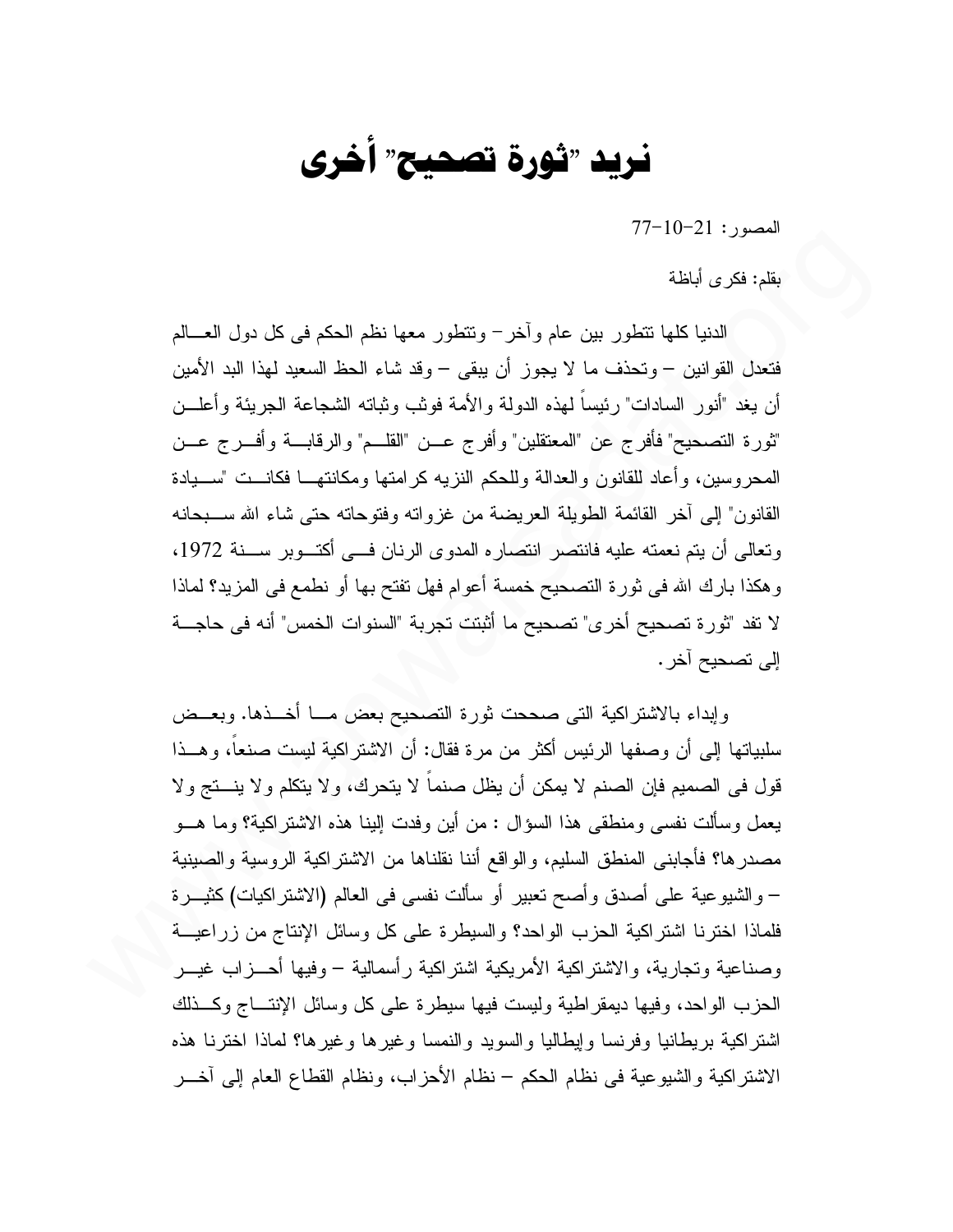# نريد "ثورة تصحيح" أخرى

المصور: 21-10-77

بقلم: فكرى أباظة

الدنيا كلها تتطور بين عام وآخر – وتتطور معها نظم الحكم فى كل دول العالم فتعدل القوانين – وتحذف ما لا يجوز أن يبقى – وقد شاء الحظ السعيد لهذا البد الأمين أن يغد "أنور السادات" رئيساً لهذه الدولة والأمة فوثب وثباته الشجاعة الجريئة وأعلن "ثورة التصحيح" فأفرج عن "المعتقلين" وأفرج عن "القلم" والرقابة وأفرج عن المحروسين، وأعاد للقانون والعدالة وللحكم النزيه كرامتها ومكانتها فكانت "سيادة القانون" إلى آخر القائمة الطويلة العريضة من غزواته وفتوحاته حتى شاء الله سبحانه وتعالى أن يتم نعمته عليه فانتصر انتصاره المدوى الرنان فى أكتوبر سنة 1972، وهكذا بارك الله فى ثورة التصحيح خمسة أعوام فهل تفتح بها أو نطمع فى المزيد؟ لماذا لا تفد "ثورة تصحيح أخرى" تصحيح ما أثبتت تجربة "السنوات الخمس" أنه فى حاجة إلى تصحيح آخر.

وإبداء بالاشتراكية التى صححت ثورة التصحيح بعض ما أخذها. وبعض سلبياتها إلى أن وصفها الرئيس أكثر من مرة فقال: أن الاشتراكية ليست صنعاً، وهذا قول فى الصميم فإن الصنم لا يمكن أن يظل صنماً لا يتحرك، ولا يتكلم ولا ينتج ولا يعمل وسألت نفسى ومنطقى هذا السؤال : من أين وفدت إلينا هذه الاشتراكية؟ وما هو مصدرها؟ فأجابنى المنطق السليم، والواقع أننا نقلناها من الاشتراكية الروسية والصينية – والشيوعية على أصدق وأصح تعبير أو سألت نفسى فى العالم (الاشتراكيات) كثيرة فلماذا اخترنا اشتراكية الحزب الواحد؟ والسيطرة على كل وسائل الإنتاج من زراعية وصناعية وتجارية، والاشتراكية الأمريكية اشتراكية رأسمالية – وفيها أحزاب غير الحزب الواحد، وفيها ديمقراطية وليست فيها سيطرة على كل وسائل الإنتاج وكذلك اشتراكية بريطانيا وفرنسا وإيطاليا والسويد والنمسا وغيرها وغيرها؟ لماذا اخترنا هذه الاشتراكية والشيوعية فى نظام الحكم – نظام الأحزاب، ونظام القطاع العام إلى آخر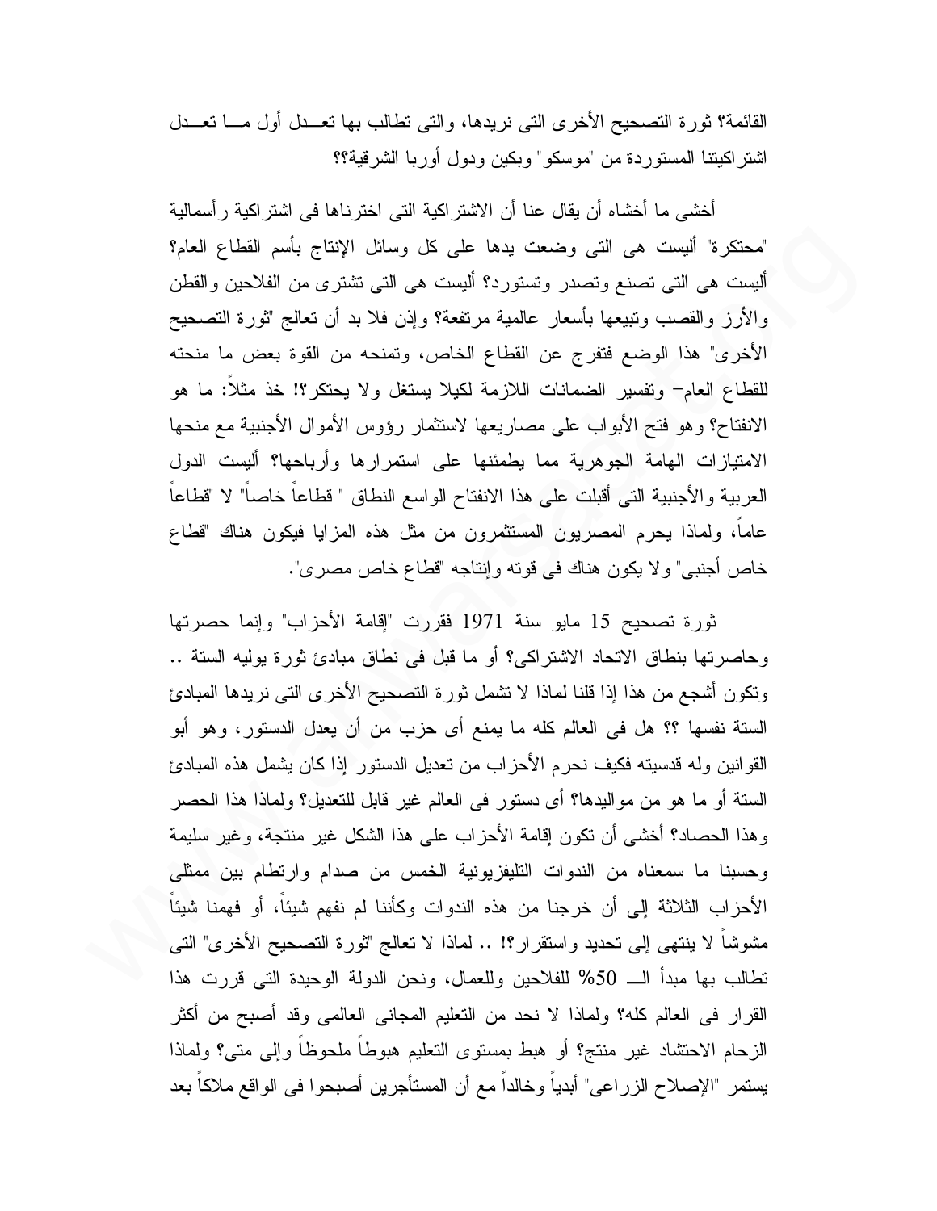القائمة؟ ثورة التصحيح الأخرى التى نريدها، والتى تطالب بها تعـدل أول مـا تعـدل اشتراكيتنا المستوردة من "موسكو" وبكين ودول أوربا الشرقية؟؟

أخشى ما أخشاه أن يقال عنا أن الاشتراكية التى اخترناها فى اشتراكية رأسمالية "محتكرة" أليست هى التى وضعت يدها على كل وسائل الإنتاج بأسم القطاع العام؟ أليست هى التى تصنع وتصدر وتستورد؟ أليست هى التى تشترى من الفلاحين والقطن والأرز والقصب وتبيعها بأسعار عالمية مرتفعة؟ وإذن فلا بد أن تعالج "ثورة التصحيح الأخرى" هذا الوضع فتفرج عن القطاع الخاص، وتمنحه من القوة بعض ما منحته للقطاع العام- وتفسير الضمانات اللازمة لكيلا يستغل ولا يحتكر؟! خذ مثلاً: ما هو الانفتاح؟ وهو فتح الأبواب على مصاريعها لاستثمار رؤوس الأموال الأجنبية مع منحها الامتيازات الهامة الجوهرية مما يطمئنها على استمرارها وأرباحها؟ أليست الدول العربية والأجنبية التى أقبلت على هذا الانفتاح الواسع النطاق " قطاعاً خاصاً" لا "قطاعاً عاماً، ولماذا يحرم المصريون المستثمرون من مثل هذه المزايا فيكون هناك "قطاع خاص أجنبى" ولا يكون هناك فى قوته وإنتاجه "قطاع خاص مصرى".

ثورة تصحيح 15 مايو سنة 1971 فقررت "إقامة الأحزاب" وإنما حصرتها وحاصرتها بنطاق الاتحاد الاشتراكى؟ أو ما قبل فى نطاق مبادئ ثورة يوليه الستة .. وتكون أشجع من هذا إذا قلنا لماذا لا تشمل ثورة التصحيح الأخرى التى نريدها المبادئ الستة نفسها ؟؟ هل فى العالم كله ما يمنع أى حزب من أن يعدل الدستور، وهو أبو القوانين وله قدسيته فكيف نحرم الأحزاب من تعديل الدستور إذا كان يشمل هذه المبادئ الستة أو ما هو من مواليدها؟ أى دستور فى العالم غير قابل للتعديل؟ ولماذا هذا الحصر وهذا الحصاد؟ أخشى أن تكون إقامة الأحزاب على هذا الشكل غير منتجة، وغير سليمة وحسبنا ما سمعناه من الندوات التليفزيونية الخمس من صدام وارتطام بين ممثلى الأحزاب الثلاثة إلى أن خرجنا من هذه الندوات وكأننا لم نفهم شيئاً، أو فهمنا شيئاً مشوشاً لا ينتهى إلى تحديد واستقرار؟! .. لماذا لا تعالج "ثورة التصحيح الأخرى" التى تطالب بها مبدأ الـ 50% للفلاحين وللعمال، ونحن الدولة الوحيدة التى قررت هذا القرار فى العالم كله؟ ولماذا لا نحد من التعليم المجانى العالمى وقد أصبح من أكثر الزحام الاحتشاد غير منتج؟ أو هبط بمستوى التعليم هبوطاً ملحوظاً وإلى متى؟ ولماذا يستمر "الإصلاح الزراعى" أبدياً وخالداً مع أن المستأجرين أصبحوا فى الواقع ملاكاً بعد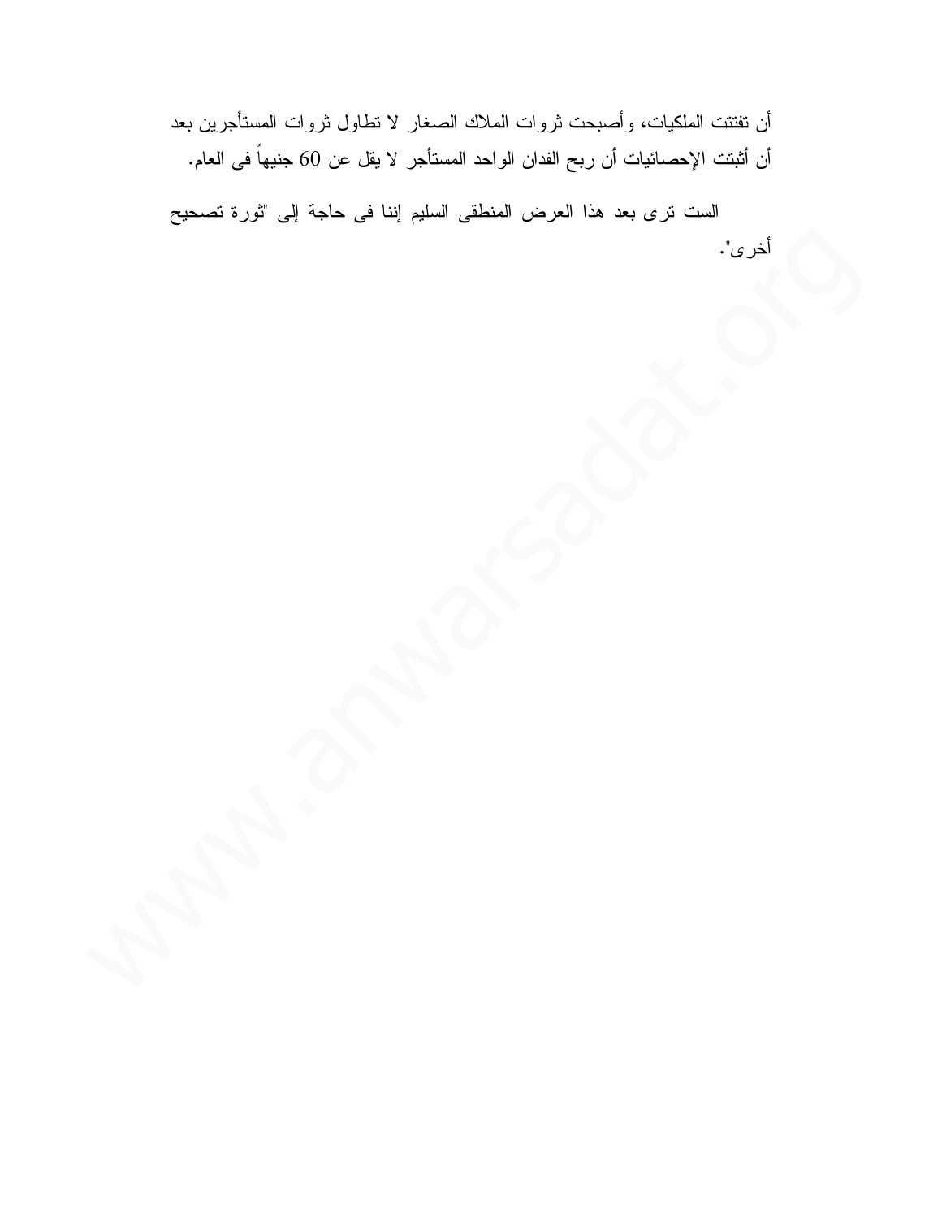أن تفتتت الملكيات، وأصبحت ثروات الملاك الصغار لا تطاول ثروات المستأجرين بعد أن أثبتت الإحصائيات أن ربح الفدان الواحد المستأجر لا يقل عن 60 جنيهاً فى العام.

الست ترى بعد هذا العرض المنطقى السليم إننا فى حاجة إلى "ثورة تصحيح أخرى".